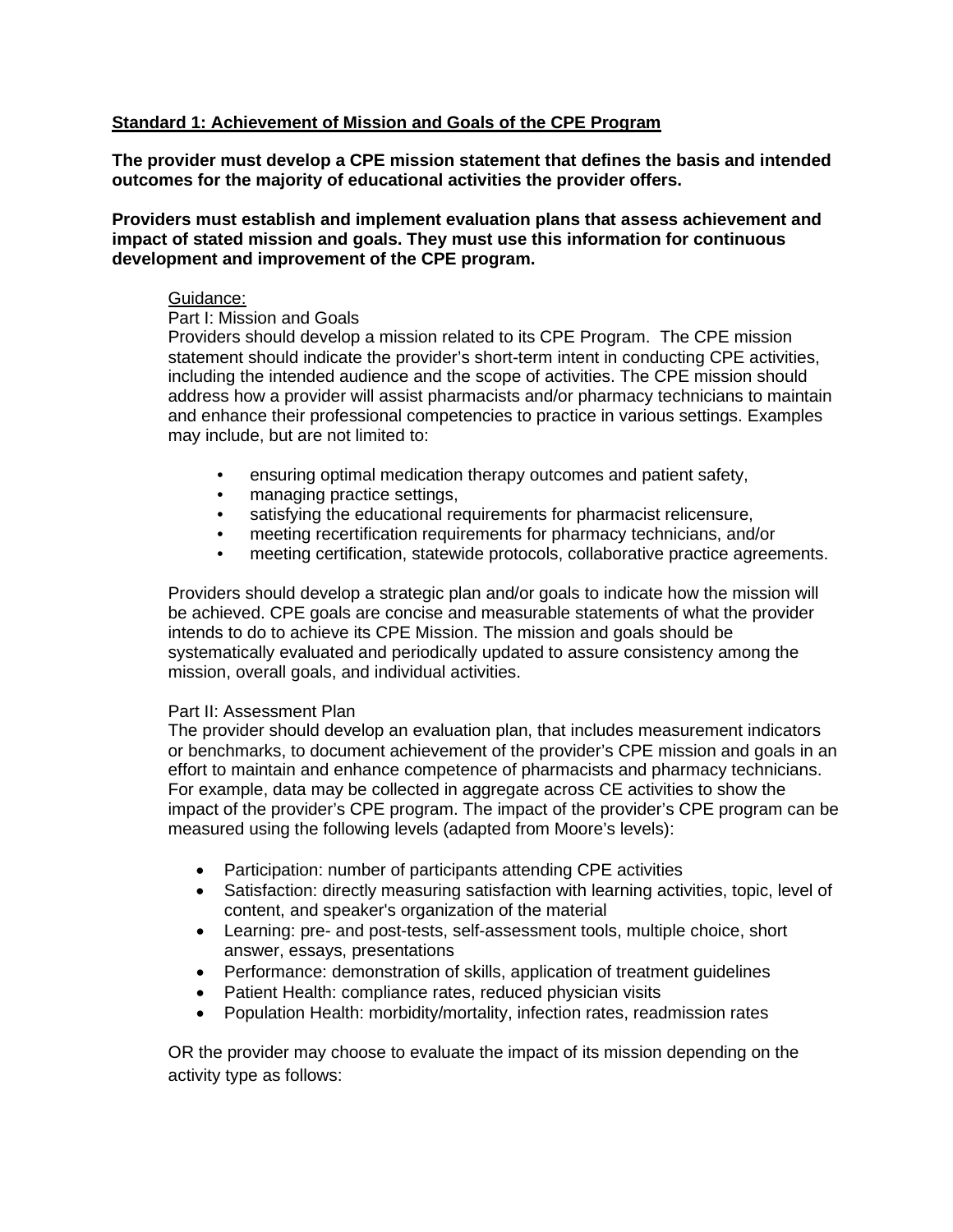**<u>Standard 1: Achievement of Mission and Goals of the CPE Program</u>**

**The provider must develop a CPE mission statement that defines the basis and intended outcomes for the majority of educational activities the provider offers.**

**Providers must establish and implement evaluation plans that assess achievement and impact of stated mission and goals. They must use this information for continuous development and improvement of the CPE program.**

<u>Guidance:</u>

Part I: Mission and Goals

Providers should develop a mission related to its CPE Program. The CPE mission statement should indicate the provider's short-term intent in conducting CPE activities, including the intended audience and the scope of activities. The CPE mission should address how a provider will assist pharmacists and/or pharmacy technicians to maintain and enhance their professional competencies to practice in various settings. Examples may include, but are not limited to:

- ensuring optimal medication therapy outcomes and patient safety,
- managing practice settings,
- satisfying the educational requirements for pharmacist relicensure,
- meeting recertification requirements for pharmacy technicians, and/or
- meeting certification, statewide protocols, collaborative practice agreements.

Providers should develop a strategic plan and/or goals to indicate how the mission will be achieved. CPE goals are concise and measurable statements of what the provider intends to do to achieve its CPE Mission. The mission and goals should be systematically evaluated and periodically updated to assure consistency among the mission, overall goals, and individual activities.

Part II: Assessment Plan

The provider should develop an evaluation plan, that includes measurement indicators or benchmarks, to document achievement of the provider's CPE mission and goals in an effort to maintain and enhance competence of pharmacists and pharmacy technicians. For example, data may be collected in aggregate across CE activities to show the impact of the provider's CPE program. The impact of the provider's CPE program can be measured using the following levels (adapted from Moore's levels):

- Participation: number of participants attending CPE activities
- Satisfaction: directly measuring satisfaction with learning activities, topic, level of content, and speaker's organization of the material
- Learning: pre- and post-tests, self-assessment tools, multiple choice, short answer, essays, presentations
- Performance: demonstration of skills, application of treatment guidelines
- Patient Health: compliance rates, reduced physician visits
- Population Health: morbidity/mortality, infection rates, readmission rates

OR the provider may choose to evaluate the impact of its mission depending on the activity type as follows: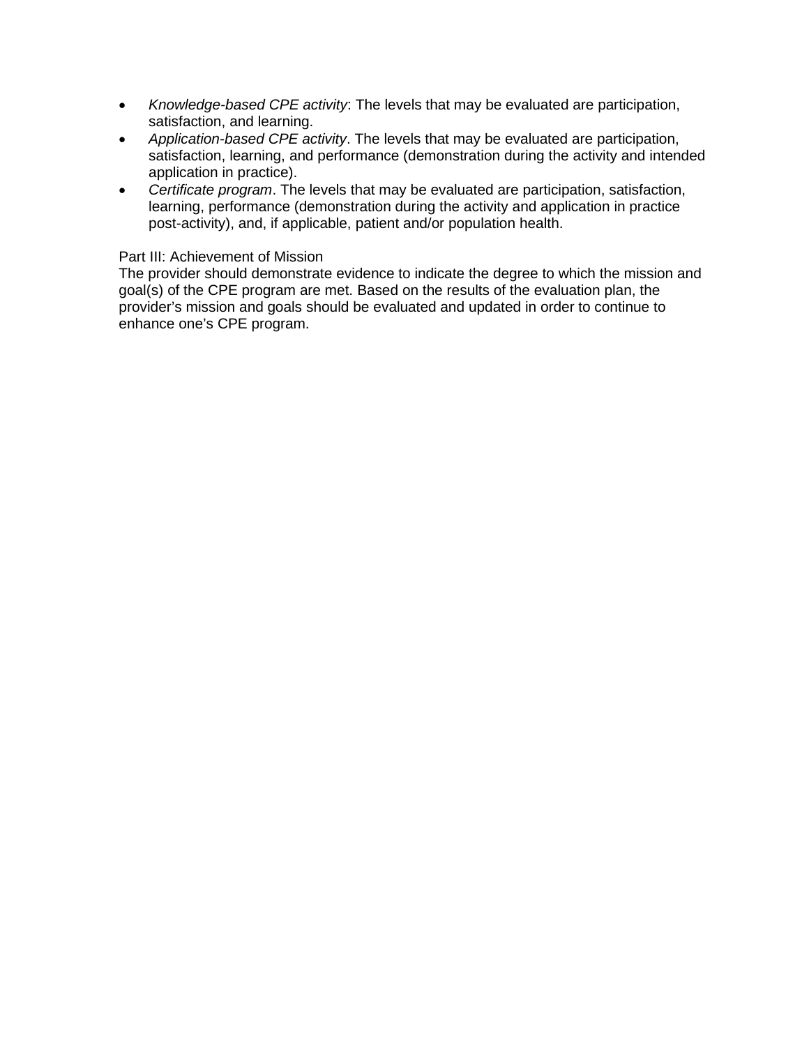- *Knowledge-based CPE activity*: The levels that may be evaluated are participation, satisfaction, and learning.
- *Application-based CPE activity*. The levels that may be evaluated are participation, satisfaction, learning, and performance (demonstration during the activity and intended application in practice).
- *Certificate program*. The levels that may be evaluated are participation, satisfaction, learning, performance (demonstration during the activity and application in practice post-activity), and, if applicable, patient and/or population health.

Part III: Achievement of Mission

The provider should demonstrate evidence to indicate the degree to which the mission and goal(s) of the CPE program are met. Based on the results of the evaluation plan, the provider's mission and goals should be evaluated and updated in order to continue to enhance one's CPE program.